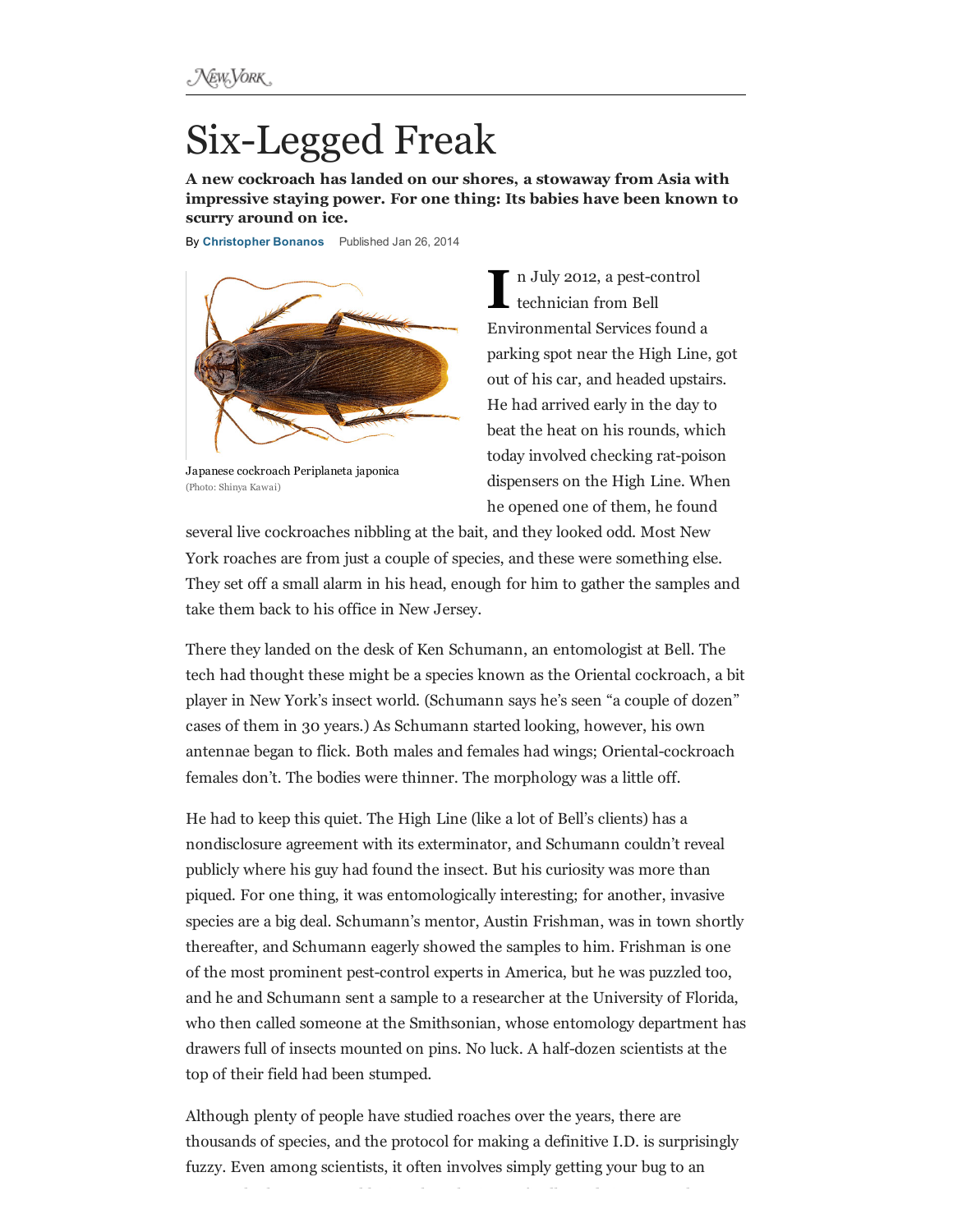# Six-Legged Freak

**A new cockroach has landed on our shores, a stowaway from Asia with impressive staying power. For one thing: Its babies have been known to scurry around on ice.**

By **Christopher Bonanos** Published Jan 26, 2014

Japanese cockroach Periplaneta japonica
(Photo: Shinya Kawai)

In July 2012, a pest-control technician from Bell Environmental Services found a parking spot near the High Line, got out of his car, and headed upstairs. He had arrived early in the day to beat the heat on his rounds, which today involved checking rat-poison dispensers on the High Line. When he opened one of them, he found several live cockroaches nibbling at the bait, and they looked odd. Most New York roaches are from just a couple of species, and these were something else. They set off a small alarm in his head, enough for him to gather the samples and take them back to his office in New Jersey.

There they landed on the desk of Ken Schumann, an entomologist at Bell. The tech had thought these might be a species known as the Oriental cockroach, a bit player in New York's insect world. (Schumann says he's seen "a couple of dozen" cases of them in 30 years.) As Schumann started looking, however, his own antennae began to flick. Both males and females had wings; Oriental-cockroach females don't. The bodies were thinner. The morphology was a little off.

He had to keep this quiet. The High Line (like a lot of Bell's clients) has a nondisclosure agreement with its exterminator, and Schumann couldn't reveal publicly where his guy had found the insect. But his curiosity was more than piqued. For one thing, it was entomologically interesting; for another, invasive species are a big deal. Schumann's mentor, Austin Frishman, was in town shortly thereafter, and Schumann eagerly showed the samples to him. Frishman is one of the most prominent pest-control experts in America, but he was puzzled too, and he and Schumann sent a sample to a researcher at the University of Florida, who then called someone at the Smithsonian, whose entomology department has drawers full of insects mounted on pins. No luck. A half-dozen scientists at the top of their field had been stumped.

Although plenty of people have studied roaches over the years, there are thousands of species, and the protocol for making a definitive I.D. is surprisingly fuzzy. Even among scientists, it often involves simply getting your bug to an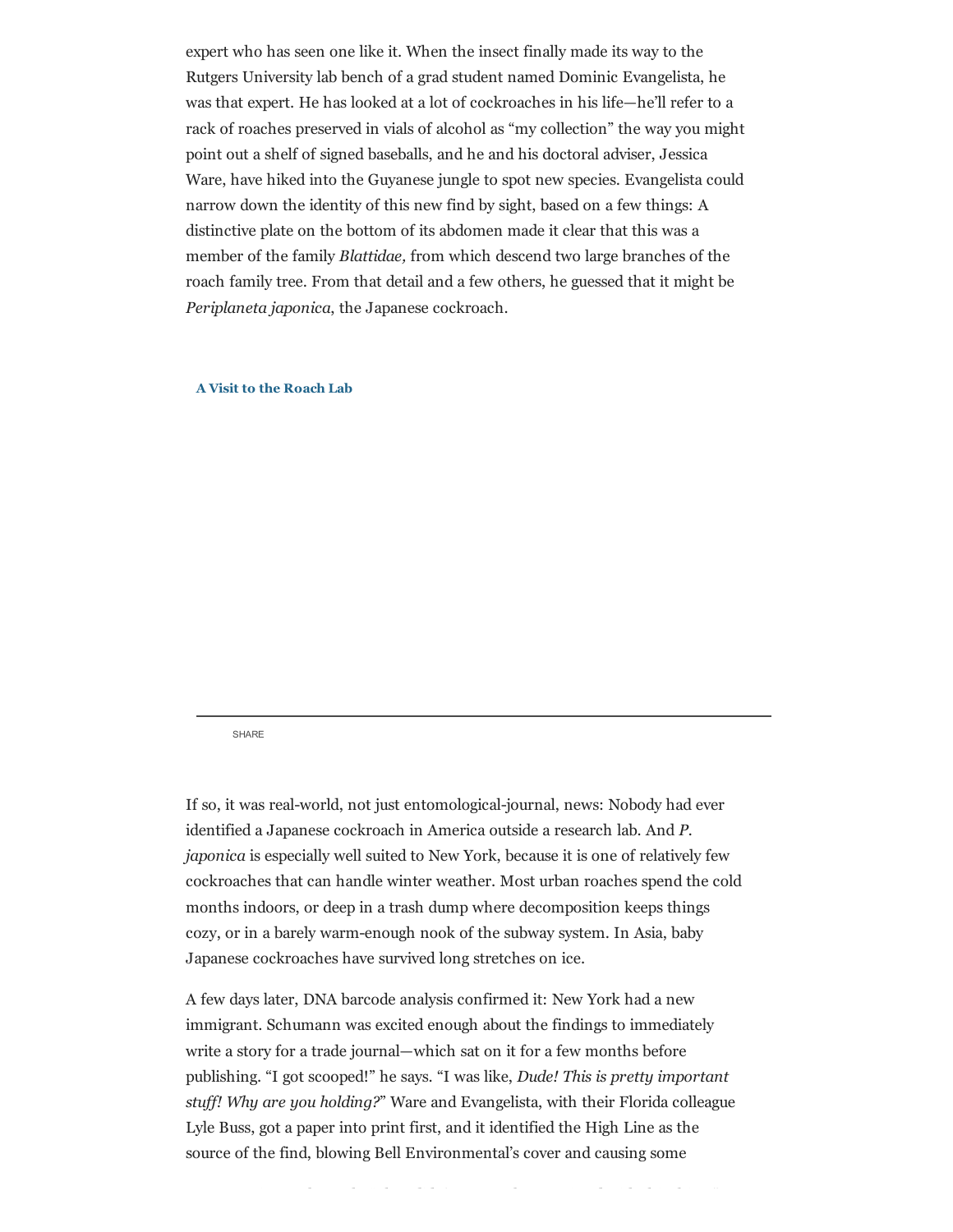expert who has seen one like it. When the insect finally made its way to the Rutgers University lab bench of a grad student named Dominic Evangelista, he was that expert. He has looked at a lot of cockroaches in his life—he'll refer to a rack of roaches preserved in vials of alcohol as "my collection" the way you might point out a shelf of signed baseballs, and he and his doctoral adviser, Jessica Ware, have hiked into the Guyanese jungle to spot new species. Evangelista could narrow down the identity of this new find by sight, based on a few things: A distinctive plate on the bottom of its abdomen made it clear that this was a member of the family *Blattidae,* from which descend two large branches of the roach family tree. From that detail and a few others, he guessed that it might be *Periplaneta japonica*, the Japanese cockroach.

**A Visit to the Roach Lab**

SHARE

If so, it was real-world, not just entomological-journal, news: Nobody had ever identified a Japanese cockroach in America outside a research lab. And *P. japonica* is especially well suited to New York, because it is one of relatively few cockroaches that can handle winter weather. Most urban roaches spend the cold months indoors, or deep in a trash dump where decomposition keeps things cozy, or in a barely warm-enough nook of the subway system. In Asia, baby Japanese cockroaches have survived long stretches on ice.

A few days later, DNA barcode analysis confirmed it: New York had a new immigrant. Schumann was excited enough about the findings to immediately write a story for a trade journal—which sat on it for a few months before publishing. "I got scooped!" he says. "I was like, *Dude! This is pretty important stuff! Why are you holding?*" Ware and Evangelista, with their Florida colleague Lyle Buss, got a paper into print first, and it identified the High Line as the source of the find, blowing Bell Environmental's cover and causing some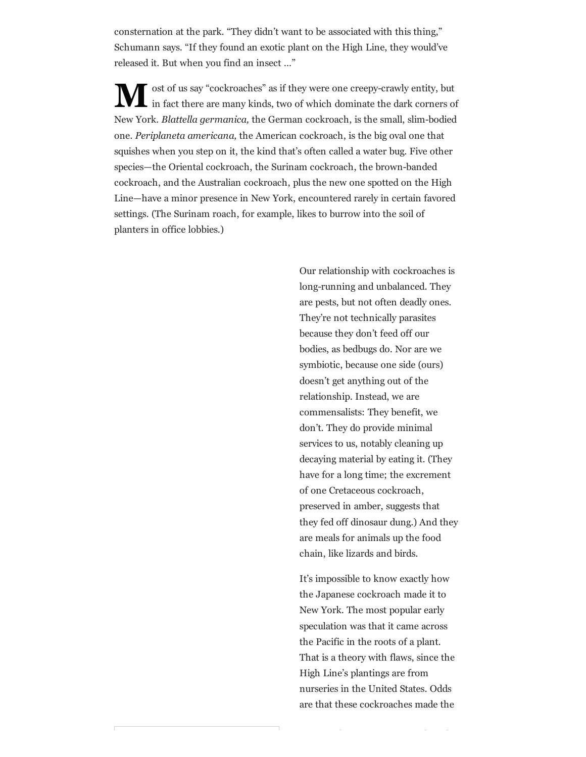consternation at the park. “They didn’t want to be associated with this thing,” Schumann says. “If they found an exotic plant on the High Line, they would’ve released it. But when you find an insect …”

Most of us say “cockroaches” as if they were one creepy-crawly entity, but in fact there are many kinds, two of which dominate the dark corners of New York. *Blattella germanica,* the German cockroach, is the small, slim-bodied one. *Periplaneta americana,* the American cockroach, is the big oval one that squishes when you step on it, the kind that’s often called a water bug. Five other species—the Oriental cockroach, the Surinam cockroach, the brown-banded cockroach, and the Australian cockroach, plus the new one spotted on the High Line—have a minor presence in New York, encountered rarely in certain favored settings. (The Surinam roach, for example, likes to burrow into the soil of planters in office lobbies.)

Our relationship with cockroaches is long-running and unbalanced. They are pests, but not often deadly ones. They’re not technically parasites because they don’t feed off our bodies, as bedbugs do. Nor are we symbiotic, because one side (ours) doesn’t get anything out of the relationship. Instead, we are commensalists: They benefit, we don’t. They do provide minimal services to us, notably cleaning up decaying material by eating it. (They have for a long time; the excrement of one Cretaceous cockroach, preserved in amber, suggests that they fed off dinosaur dung.) And they are meals for animals up the food chain, like lizards and birds.

It’s impossible to know exactly how the Japanese cockroach made it to New York. The most popular early speculation was that it came across the Pacific in the roots of a plant. That is a theory with flaws, since the High Line’s plantings are from nurseries in the United States. Odds are that these cockroaches made the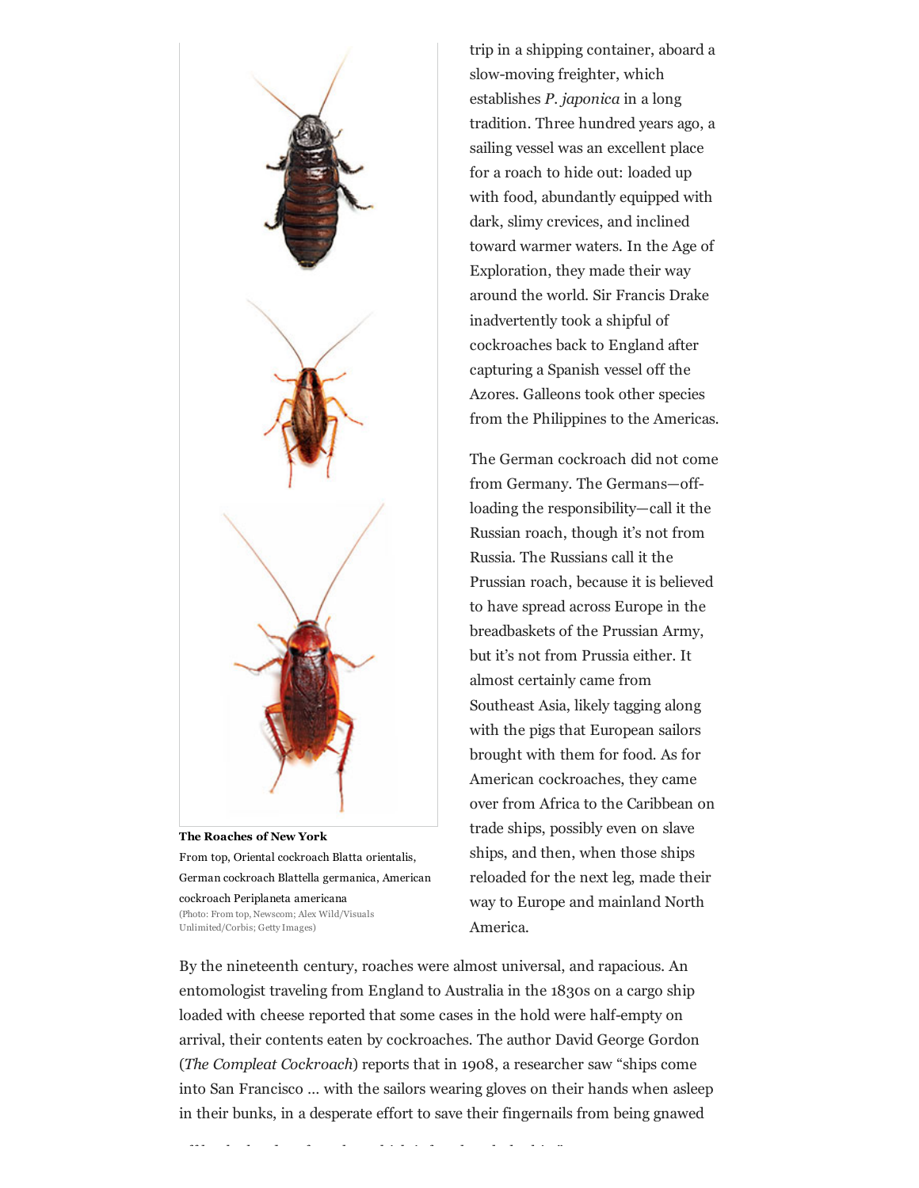trip in a shipping container, aboard a slow-moving freighter, which establishes *P. japonica* in a long tradition. Three hundred years ago, a sailing vessel was an excellent place for a roach to hide out: loaded up with food, abundantly equipped with dark, slimy crevices, and inclined toward warmer waters. In the Age of Exploration, they made their way around the world. Sir Francis Drake inadvertently took a shipful of cockroaches back to England after capturing a Spanish vessel off the Azores. Galleons took other species from the Philippines to the Americas.

The German cockroach did not come from Germany. The Germans—off-loading the responsibility—call it the Russian roach, though it's not from Russia. The Russians call it the Prussian roach, because it is believed to have spread across Europe in the breadbaskets of the Prussian Army, but it's not from Prussia either. It almost certainly came from Southeast Asia, likely tagging along with the pigs that European sailors brought with them for food. As for American cockroaches, they came over from Africa to the Caribbean on trade ships, possibly even on slave ships, and then, when those ships reloaded for the next leg, made their way to Europe and mainland North America.

**The Roaches of New York**
From top, Oriental cockroach Blatta orientalis, German cockroach Blattella germanica, American cockroach Periplaneta americana
(Photo: From top, Newscom; Alex Wild/Visuals Unlimited/Corbis; Getty Images)

By the nineteenth century, roaches were almost universal, and rapacious. An entomologist traveling from England to Australia in the 1830s on a cargo ship loaded with cheese reported that some cases in the hold were half-empty on arrival, their contents eaten by cockroaches. The author David George Gordon (*The Compleat Cockroach*) reports that in 1908, a researcher saw "ships come into San Francisco ... with the sailors wearing gloves on their hands when asleep in their bunks, in a desperate effort to save their fingernails from being gnawed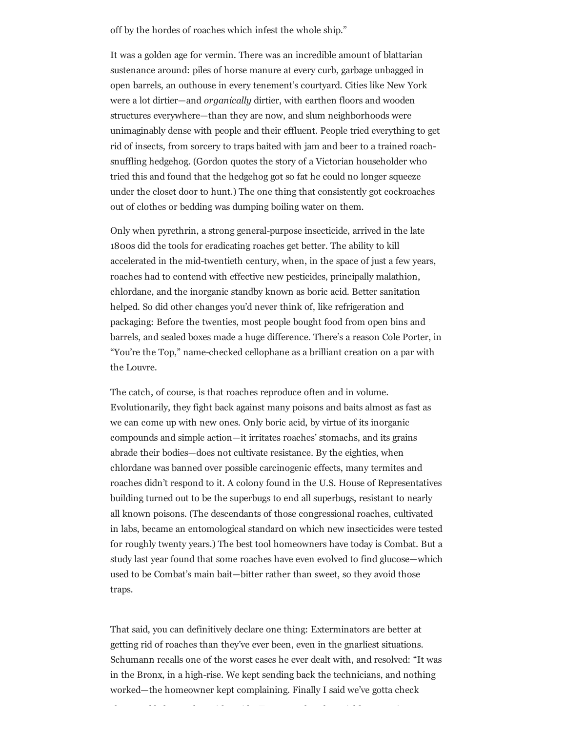off by the hordes of roaches which infest the whole ship."

It was a golden age for vermin. There was an incredible amount of blattarian sustenance around: piles of horse manure at every curb, garbage unbagged in open barrels, an outhouse in every tenement's courtyard. Cities like New York were a lot dirtier—and *organically* dirtier, with earthen floors and wooden structures everywhere—than they are now, and slum neighborhoods were unimaginably dense with people and their effluent. People tried everything to get rid of insects, from sorcery to traps baited with jam and beer to a trained roach-snuffling hedgehog. (Gordon quotes the story of a Victorian householder who tried this and found that the hedgehog got so fat he could no longer squeeze under the closet door to hunt.) The one thing that consistently got cockroaches out of clothes or bedding was dumping boiling water on them.

Only when pyrethrin, a strong general-purpose insecticide, arrived in the late 1800s did the tools for eradicating roaches get better. The ability to kill accelerated in the mid-twentieth century, when, in the space of just a few years, roaches had to contend with effective new pesticides, principally malathion, chlordane, and the inorganic standby known as boric acid. Better sanitation helped. So did other changes you'd never think of, like refrigeration and packaging: Before the twenties, most people bought food from open bins and barrels, and sealed boxes made a huge difference. There's a reason Cole Porter, in "You're the Top," name-checked cellophane as a brilliant creation on a par with the Louvre.

The catch, of course, is that roaches reproduce often and in volume. Evolutionarily, they fight back against many poisons and baits almost as fast as we can come up with new ones. Only boric acid, by virtue of its inorganic compounds and simple action—it irritates roaches' stomachs, and its grains abrade their bodies—does not cultivate resistance. By the eighties, when chlordane was banned over possible carcinogenic effects, many termites and roaches didn't respond to it. A colony found in the U.S. House of Representatives building turned out to be the superbugs to end all superbugs, resistant to nearly all known poisons. (The descendants of those congressional roaches, cultivated in labs, became an entomological standard on which new insecticides were tested for roughly twenty years.) The best tool homeowners have today is Combat. But a study last year found that some roaches have even evolved to find glucose—which used to be Combat's main bait—bitter rather than sweet, so they avoid those traps.

That said, you can definitively declare one thing: Exterminators are better at getting rid of roaches than they've ever been, even in the gnarliest situations. Schumann recalls one of the worst cases he ever dealt with, and resolved: "It was in the Bronx, in a high-rise. We kept sending back the technicians, and nothing worked—the homeowner kept complaining. Finally I said we've gotta check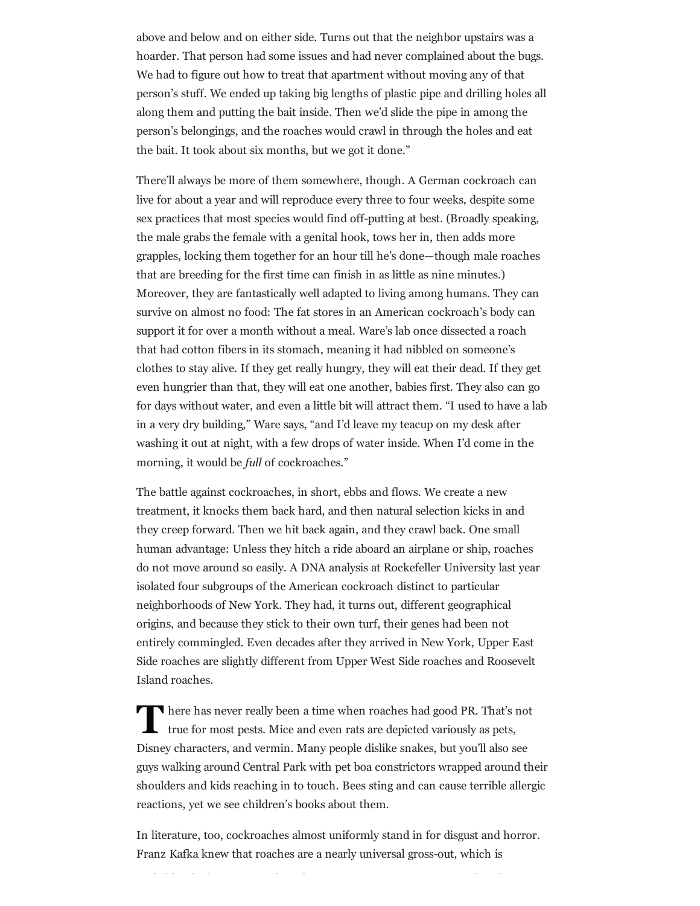above and below and on either side. Turns out that the neighbor upstairs was a hoarder. That person had some issues and had never complained about the bugs. We had to figure out how to treat that apartment without moving any of that person's stuff. We ended up taking big lengths of plastic pipe and drilling holes all along them and putting the bait inside. Then we'd slide the pipe in among the person's belongings, and the roaches would crawl in through the holes and eat the bait. It took about six months, but we got it done."

There'll always be more of them somewhere, though. A German cockroach can live for about a year and will reproduce every three to four weeks, despite some sex practices that most species would find off-putting at best. (Broadly speaking, the male grabs the female with a genital hook, tows her in, then adds more grapples, locking them together for an hour till he's done—though male roaches that are breeding for the first time can finish in as little as nine minutes.) Moreover, they are fantastically well adapted to living among humans. They can survive on almost no food: The fat stores in an American cockroach's body can support it for over a month without a meal. Ware's lab once dissected a roach that had cotton fibers in its stomach, meaning it had nibbled on someone's clothes to stay alive. If they get really hungry, they will eat their dead. If they get even hungrier than that, they will eat one another, babies first. They also can go for days without water, and even a little bit will attract them. "I used to have a lab in a very dry building," Ware says, "and I'd leave my teacup on my desk after washing it out at night, with a few drops of water inside. When I'd come in the morning, it would be *full* of cockroaches."

The battle against cockroaches, in short, ebbs and flows. We create a new treatment, it knocks them back hard, and then natural selection kicks in and they creep forward. Then we hit back again, and they crawl back. One small human advantage: Unless they hitch a ride aboard an airplane or ship, roaches do not move around so easily. A DNA analysis at Rockefeller University last year isolated four subgroups of the American cockroach distinct to particular neighborhoods of New York. They had, it turns out, different geographical origins, and because they stick to their own turf, their genes had been not entirely commingled. Even decades after they arrived in New York, Upper East Side roaches are slightly different from Upper West Side roaches and Roosevelt Island roaches.

There has never really been a time when roaches had good PR. That's not true for most pests. Mice and even rats are depicted variously as pets, Disney characters, and vermin. Many people dislike snakes, but you'll also see guys walking around Central Park with pet boa constrictors wrapped around their shoulders and kids reaching in to touch. Bees sting and can cause terrible allergic reactions, yet we see children's books about them.

In literature, too, cockroaches almost uniformly stand in for disgust and horror. Franz Kafka knew that roaches are a nearly universal gross-out, which is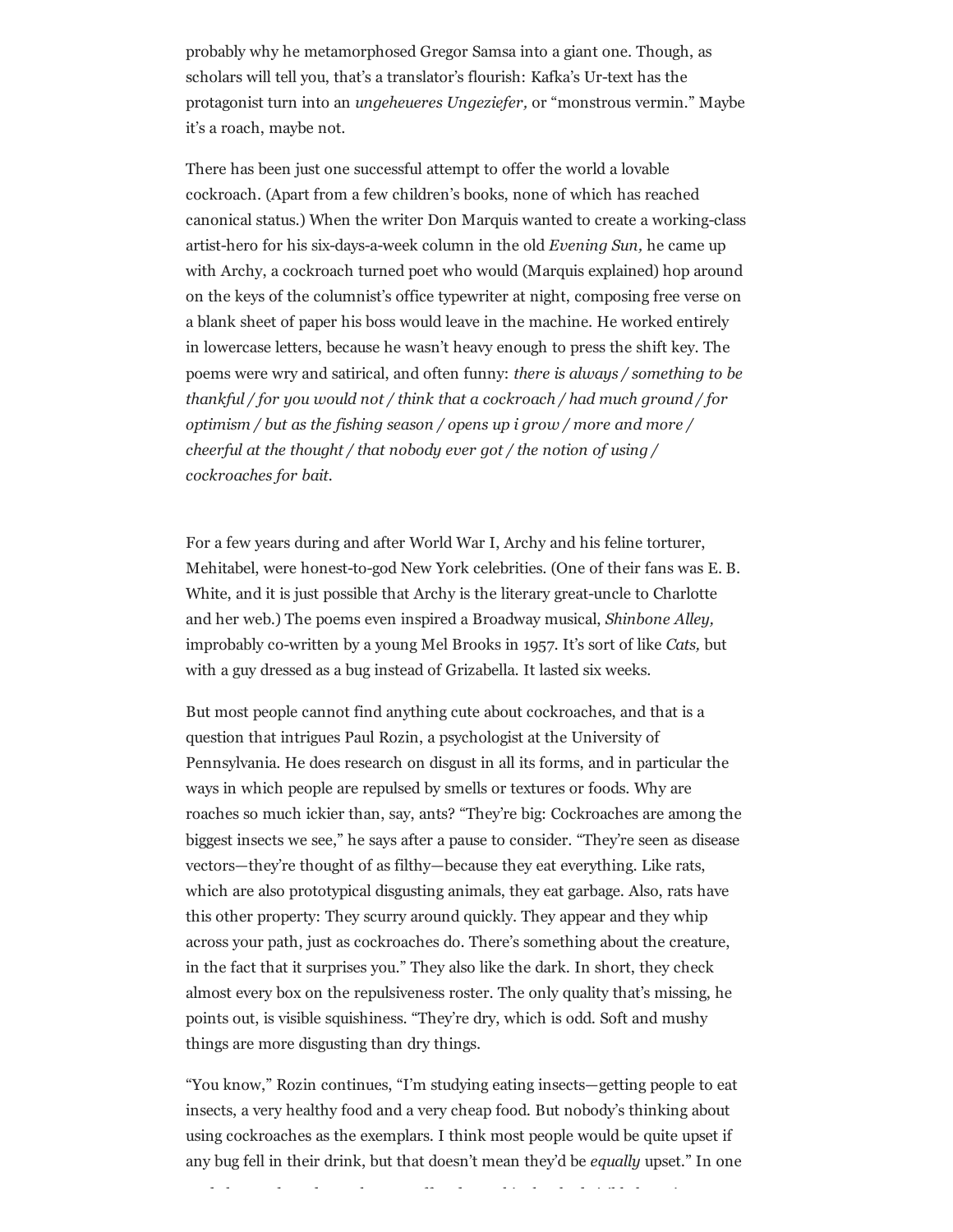probably why he metamorphosed Gregor Samsa into a giant one. Though, as scholars will tell you, that's a translator's flourish: Kafka's Ur-text has the protagonist turn into an *ungeheueres Ungeziefer,* or "monstrous vermin." Maybe it's a roach, maybe not.

There has been just one successful attempt to offer the world a lovable cockroach. (Apart from a few children's books, none of which has reached canonical status.) When the writer Don Marquis wanted to create a working-class artist-hero for his six-days-a-week column in the old *Evening Sun,* he came up with Archy, a cockroach turned poet who would (Marquis explained) hop around on the keys of the columnist's office typewriter at night, composing free verse on a blank sheet of paper his boss would leave in the machine. He worked entirely in lowercase letters, because he wasn't heavy enough to press the shift key. The poems were wry and satirical, and often funny: *there is always / something to be thankful / for you would not / think that a cockroach / had much ground / for optimism / but as the fishing season / opens up i grow / more and more / cheerful at the thought / that nobody ever got / the notion of using / cockroaches for bait.*

For a few years during and after World War I, Archy and his feline torturer, Mehitabel, were honest-to-god New York celebrities. (One of their fans was E. B. White, and it is just possible that Archy is the literary great-uncle to Charlotte and her web.) The poems even inspired a Broadway musical, *Shinbone Alley,* improbably co-written by a young Mel Brooks in 1957. It's sort of like *Cats,* but with a guy dressed as a bug instead of Grizabella. It lasted six weeks.

But most people cannot find anything cute about cockroaches, and that is a question that intrigues Paul Rozin, a psychologist at the University of Pennsylvania. He does research on disgust in all its forms, and in particular the ways in which people are repulsed by smells or textures or foods. Why are roaches so much ickier than, say, ants? "They're big: Cockroaches are among the biggest insects we see," he says after a pause to consider. "They're seen as disease vectors—they're thought of as filthy—because they eat everything. Like rats, which are also prototypical disgusting animals, they eat garbage. Also, rats have this other property: They scurry around quickly. They appear and they whip across your path, just as cockroaches do. There's something about the creature, in the fact that it surprises you." They also like the dark. In short, they check almost every box on the repulsiveness roster. The only quality that's missing, he points out, is visible squishiness. "They're dry, which is odd. Soft and mushy things are more disgusting than dry things.

"You know," Rozin continues, "I'm studying eating insects—getting people to eat insects, a very healthy food and a very cheap food. But nobody's thinking about using cockroaches as the exemplars. I think most people would be quite upset if any bug fell in their drink, but that doesn't mean they'd be *equally* upset." In one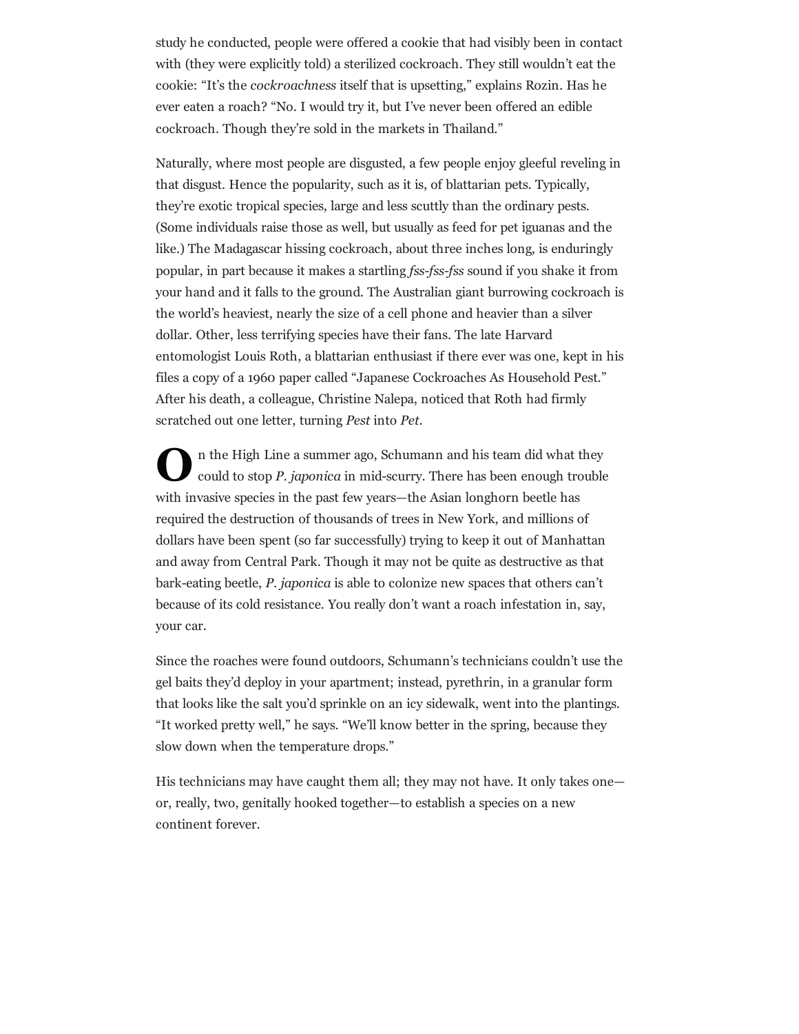study he conducted, people were offered a cookie that had visibly been in contact with (they were explicitly told) a sterilized cockroach. They still wouldn't eat the cookie: "It's the *cockroachness* itself that is upsetting," explains Rozin. Has he ever eaten a roach? "No. I would try it, but I've never been offered an edible cockroach. Though they're sold in the markets in Thailand."

Naturally, where most people are disgusted, a few people enjoy gleeful reveling in that disgust. Hence the popularity, such as it is, of blattarian pets. Typically, they're exotic tropical species, large and less scuttly than the ordinary pests. (Some individuals raise those as well, but usually as feed for pet iguanas and the like.) The Madagascar hissing cockroach, about three inches long, is enduringly popular, in part because it makes a startling *fss-fss-fss* sound if you shake it from your hand and it falls to the ground. The Australian giant burrowing cockroach is the world's heaviest, nearly the size of a cell phone and heavier than a silver dollar. Other, less terrifying species have their fans. The late Harvard entomologist Louis Roth, a blattarian enthusiast if there ever was one, kept in his files a copy of a 1960 paper called "Japanese Cockroaches As Household Pest." After his death, a colleague, Christine Nalepa, noticed that Roth had firmly scratched out one letter, turning *Pest* into *Pet*.

On the High Line a summer ago, Schumann and his team did what they could to stop *P. japonica* in mid-scurry. There has been enough trouble with invasive species in the past few years—the Asian longhorn beetle has required the destruction of thousands of trees in New York, and millions of dollars have been spent (so far successfully) trying to keep it out of Manhattan and away from Central Park. Though it may not be quite as destructive as that bark-eating beetle, *P. japonica* is able to colonize new spaces that others can't because of its cold resistance. You really don't want a roach infestation in, say, your car.

Since the roaches were found outdoors, Schumann's technicians couldn't use the gel baits they'd deploy in your apartment; instead, pyrethrin, in a granular form that looks like the salt you'd sprinkle on an icy sidewalk, went into the plantings. "It worked pretty well," he says. "We'll know better in the spring, because they slow down when the temperature drops."

His technicians may have caught them all; they may not have. It only takes one—or, really, two, genitally hooked together—to establish a species on a new continent forever.